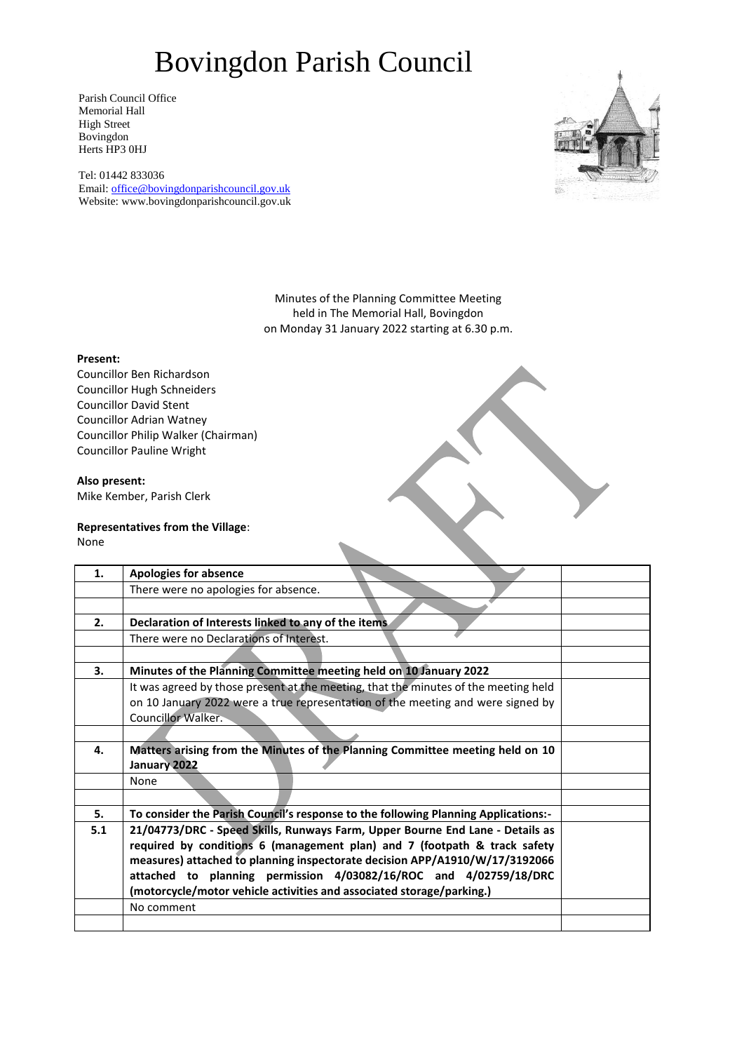# Bovingdon Parish Council

Parish Council Office
Memorial Hall
High Street
Bovingdon
Herts HP3 0HJ

Tel: 01442 833036
Email: office@bovingdonparishcouncil.gov.uk
Website: www.bovingdonparishcouncil.gov.uk

Minutes of the Planning Committee Meeting
held in The Memorial Hall, Bovingdon
on Monday 31 January 2022 starting at 6.30 p.m.

**Present:**
Councillor Ben Richardson
Councillor Hugh Schneiders
Councillor David Stent
Councillor Adrian Watney
Councillor Philip Walker (Chairman)
Councillor Pauline Wright

**Also present:**
Mike Kember, Parish Clerk

**Representatives from the Village**:
None

| | | |
|---|---|---|
| **1.** | **Apologies for absence** | |
| | There were no apologies for absence. | |
| | | |
| **2.** | **Declaration of Interests linked to any of the items** | |
| | There were no Declarations of Interest. | |
| | | |
| **3.** | **Minutes of the Planning Committee meeting held on 10 January 2022** | |
| | It was agreed by those present at the meeting, that the minutes of the meeting held on 10 January 2022 were a true representation of the meeting and were signed by Councillor Walker. | |
| | | |
| **4.** | **Matters arising from the Minutes of the Planning Committee meeting held on 10 January 2022** | |
| | None | |
| | | |
| **5.** | **To consider the Parish Council's response to the following Planning Applications:-** | |
| **5.1** | **21/04773/DRC - Speed Skills, Runways Farm, Upper Bourne End Lane - Details as required by conditions 6 (management plan) and 7 (footpath & track safety measures) attached to planning inspectorate decision APP/A1910/W/17/3192066 attached to planning permission 4/03082/16/ROC and 4/02759/18/DRC (motorcycle/motor vehicle activities and associated storage/parking.)** | |
| | No comment | |
| | | |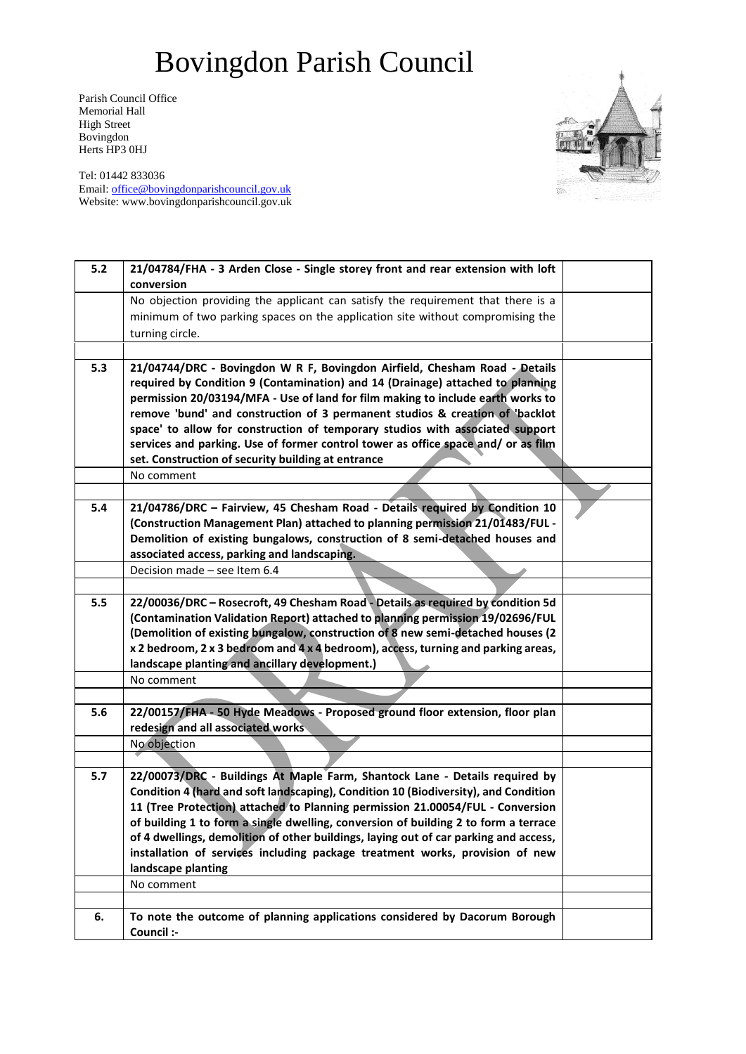# Bovingdon Parish Council

Parish Council Office
Memorial Hall
High Street
Bovingdon
Herts HP3 0HJ

Tel: 01442 833036
Email: office@bovingdonparishcouncil.gov.uk
Website: www.bovingdonparishcouncil.gov.uk

| | | |
|---|---|---|
| **5.2** | **21/04784/FHA - 3 Arden Close - Single storey front and rear extension with loft conversion** | |
| | No objection providing the applicant can satisfy the requirement that there is a minimum of two parking spaces on the application site without compromising the turning circle. | |
| | | |
| **5.3** | **21/04744/DRC - Bovingdon W R F, Bovingdon Airfield, Chesham Road - Details required by Condition 9 (Contamination) and 14 (Drainage) attached to planning permission 20/03194/MFA - Use of land for film making to include earth works to remove 'bund' and construction of 3 permanent studios & creation of 'backlot space' to allow for construction of temporary studios with associated support services and parking. Use of former control tower as office space and/ or as film set. Construction of security building at entrance** | |
| | No comment | |
| | | |
| **5.4** | **21/04786/DRC – Fairview, 45 Chesham Road - Details required by Condition 10 (Construction Management Plan) attached to planning permission 21/01483/FUL - Demolition of existing bungalows, construction of 8 semi-detached houses and associated access, parking and landscaping.** | |
| | Decision made – see Item 6.4 | |
| | | |
| **5.5** | **22/00036/DRC – Rosecroft, 49 Chesham Road - Details as required by condition 5d (Contamination Validation Report) attached to planning permission 19/02696/FUL (Demolition of existing bungalow, construction of 8 new semi-detached houses (2 x 2 bedroom, 2 x 3 bedroom and 4 x 4 bedroom), access, turning and parking areas, landscape planting and ancillary development.)** | |
| | No comment | |
| | | |
| **5.6** | **22/00157/FHA - 50 Hyde Meadows - Proposed ground floor extension, floor plan redesign and all associated works** | |
| | No objection | |
| | | |
| **5.7** | **22/00073/DRC - Buildings At Maple Farm, Shantock Lane - Details required by Condition 4 (hard and soft landscaping), Condition 10 (Biodiversity), and Condition 11 (Tree Protection) attached to Planning permission 21.00054/FUL - Conversion of building 1 to form a single dwelling, conversion of building 2 to form a terrace of 4 dwellings, demolition of other buildings, laying out of car parking and access, installation of services including package treatment works, provision of new landscape planting** | |
| | No comment | |
| | | |
| **6.** | **To note the outcome of planning applications considered by Dacorum Borough Council :-** | |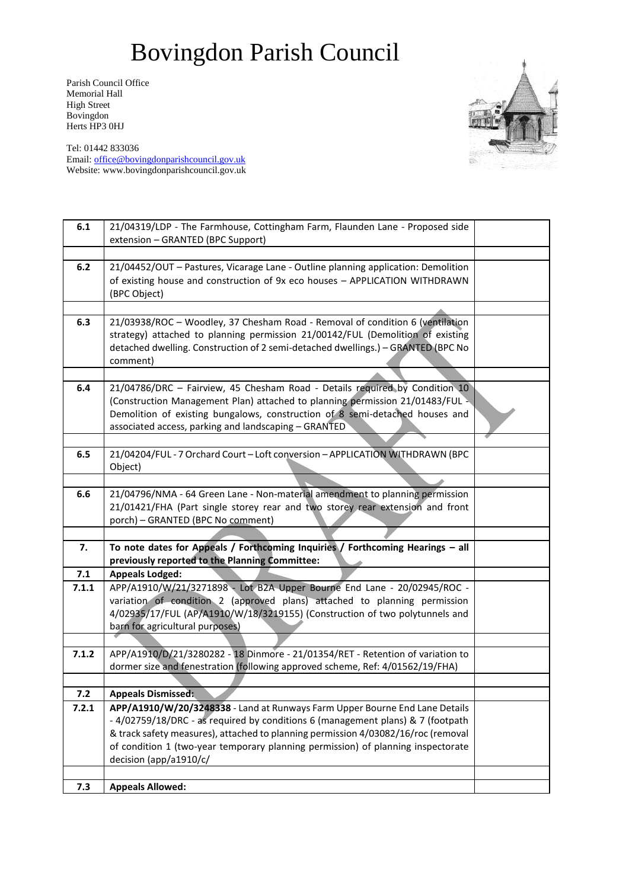# Bovingdon Parish Council

Parish Council Office
Memorial Hall
High Street
Bovingdon
Herts HP3 0HJ

Tel: 01442 833036
Email: office@bovingdonparishcouncil.gov.uk
Website: www.bovingdonparishcouncil.gov.uk

| | | |
|---|---|---|
| **6.1** | 21/04319/LDP - The Farmhouse, Cottingham Farm, Flaunden Lane - Proposed side extension – GRANTED (BPC Support) | |
| | | |
| **6.2** | 21/04452/OUT – Pastures, Vicarage Lane - Outline planning application: Demolition of existing house and construction of 9x eco houses – APPLICATION WITHDRAWN (BPC Object) | |
| | | |
| **6.3** | 21/03938/ROC – Woodley, 37 Chesham Road - Removal of condition 6 (ventilation strategy) attached to planning permission 21/00142/FUL (Demolition of existing detached dwelling. Construction of 2 semi-detached dwellings.) – GRANTED (BPC No comment) | |
| | | |
| **6.4** | 21/04786/DRC – Fairview, 45 Chesham Road - Details required by Condition 10 (Construction Management Plan) attached to planning permission 21/01483/FUL - Demolition of existing bungalows, construction of 8 semi-detached houses and associated access, parking and landscaping – GRANTED | |
| | | |
| **6.5** | 21/04204/FUL - 7 Orchard Court – Loft conversion – APPLICATION WITHDRAWN (BPC Object) | |
| | | |
| **6.6** | 21/04796/NMA - 64 Green Lane - Non-material amendment to planning permission 21/01421/FHA (Part single storey rear and two storey rear extension and front porch) – GRANTED (BPC No comment) | |
| | | |
| **7.** | **To note dates for Appeals / Forthcoming Inquiries / Forthcoming Hearings – all previously reported to the Planning Committee:** | |
| **7.1** | **Appeals Lodged:** | |
| **7.1.1** | APP/A1910/W/21/3271898 - Lot B2A Upper Bourne End Lane - 20/02945/ROC - variation of condition 2 (approved plans) attached to planning permission 4/02935/17/FUL (AP/A1910/W/18/3219155) (Construction of two polytunnels and barn for agricultural purposes) | |
| | | |
| **7.1.2** | APP/A1910/D/21/3280282 - 18 Dinmore - 21/01354/RET - Retention of variation to dormer size and fenestration (following approved scheme, Ref: 4/01562/19/FHA) | |
| | | |
| **7.2** | **Appeals Dismissed:** | |
| **7.2.1** | **APP/A1910/W/20/3248338** - Land at Runways Farm Upper Bourne End Lane Details - 4/02759/18/DRC - as required by conditions 6 (management plans) & 7 (footpath & track safety measures), attached to planning permission 4/03082/16/roc (removal of condition 1 (two-year temporary planning permission) of planning inspectorate decision (app/a1910/c/ | |
| | | |
| **7.3** | **Appeals Allowed:** | |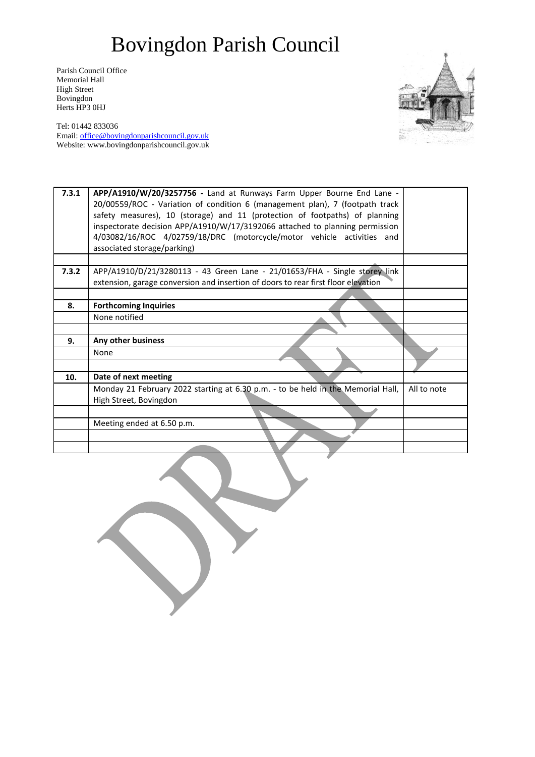# Bovingdon Parish Council

Parish Council Office
Memorial Hall
High Street
Bovingdon
Herts HP3 0HJ

Tel: 01442 833036
Email: office@bovingdonparishcouncil.gov.uk
Website: www.bovingdonparishcouncil.gov.uk

| | | |
|---|---|---|
| **7.3.1** | **APP/A1910/W/20/3257756 -** Land at Runways Farm Upper Bourne End Lane - 20/00559/ROC - Variation of condition 6 (management plan), 7 (footpath track safety measures), 10 (storage) and 11 (protection of footpaths) of planning inspectorate decision APP/A1910/W/17/3192066 attached to planning permission 4/03082/16/ROC 4/02759/18/DRC (motorcycle/motor vehicle activities and associated storage/parking) | |
| | | |
| **7.3.2** | APP/A1910/D/21/3280113 - 43 Green Lane - 21/01653/FHA - Single storey link extension, garage conversion and insertion of doors to rear first floor elevation | |
| | | |
| **8.** | **Forthcoming Inquiries** | |
| | None notified | |
| | | |
| **9.** | **Any other business** | |
| | None | |
| | | |
| **10.** | **Date of next meeting** | |
| | Monday 21 February 2022 starting at 6.30 p.m. - to be held in the Memorial Hall, High Street, Bovingdon | All to note |
| | | |
| | Meeting ended at 6.50 p.m. | |
| | | |
| | | |

DRAFT